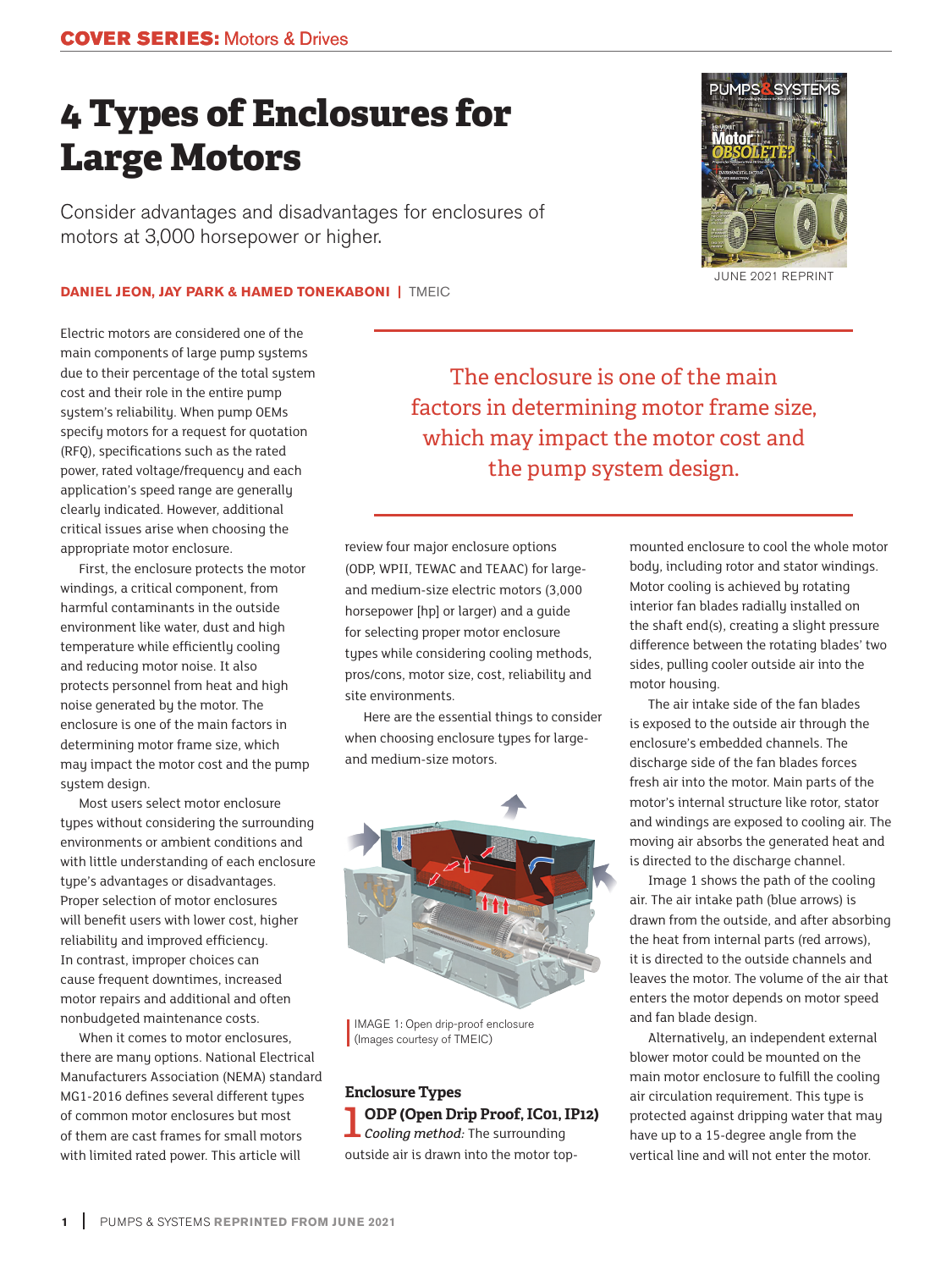COVER SERIES: Motors & Drives

# 4 Types of Enclosures for Large Motors

Consider advantages and disadvantages for enclosures of motors at 3,000 horsepower or higher.

**DANIEL JEON, JAY PARK & HAMED TONEKABONI** | TMEIC

JUNE 2021 REPRINT

Electric motors are considered one of the main components of large pump systems due to their percentage of the total system cost and their role in the entire pump system's reliability. When pump OEMs specify motors for a request for quotation (RFQ), specifications such as the rated power, rated voltage/frequency and each application's speed range are generally clearly indicated. However, additional critical issues arise when choosing the appropriate motor enclosure.

First, the enclosure protects the motor windings, a critical component, from harmful contaminants in the outside environment like water, dust and high temperature while efficiently cooling and reducing motor noise. It also protects personnel from heat and high noise generated by the motor. The enclosure is one of the main factors in determining motor frame size, which may impact the motor cost and the pump system design.

Most users select motor enclosure types without considering the surrounding environments or ambient conditions and with little understanding of each enclosure type's advantages or disadvantages. Proper selection of motor enclosures will benefit users with lower cost, higher reliability and improved efficiency. In contrast, improper choices can cause frequent downtimes, increased motor repairs and additional and often nonbudgeted maintenance costs.

When it comes to motor enclosures, there are many options. National Electrical Manufacturers Association (NEMA) standard MG1-2016 defines several different types of common motor enclosures but most of them are cast frames for small motors with limited rated power. This article will review four major enclosure options (ODP, WPII, TEWAC and TEAAC) for large- and medium-size electric motors (3,000 horsepower [hp] or larger) and a guide for selecting proper motor enclosure types while considering cooling methods, pros/cons, motor size, cost, reliability and site environments.

> The enclosure is one of the main factors in determining motor frame size, which may impact the motor cost and the pump system design.

Here are the essential things to consider when choosing enclosure types for large- and medium-size motors.

IMAGE 1: Open drip-proof enclosure (Images courtesy of TMEIC)

## Enclosure Types

### 1 ODP (Open Drip Proof, IC01, IP12)

*Cooling method:* The surrounding outside air is drawn into the motor top-mounted enclosure to cool the whole motor body, including rotor and stator windings. Motor cooling is achieved by rotating interior fan blades radially installed on the shaft end(s), creating a slight pressure difference between the rotating blades' two sides, pulling cooler outside air into the motor housing.

The air intake side of the fan blades is exposed to the outside air through the enclosure's embedded channels. The discharge side of the fan blades forces fresh air into the motor. Main parts of the motor's internal structure like rotor, stator and windings are exposed to cooling air. The moving air absorbs the generated heat and is directed to the discharge channel.

Image 1 shows the path of the cooling air. The air intake path (blue arrows) is drawn from the outside, and after absorbing the heat from internal parts (red arrows), it is directed to the outside channels and leaves the motor. The volume of the air that enters the motor depends on motor speed and fan blade design.

Alternatively, an independent external blower motor could be mounted on the main motor enclosure to fulfill the cooling air circulation requirement. This type is protected against dripping water that may have up to a 15-degree angle from the vertical line and will not enter the motor.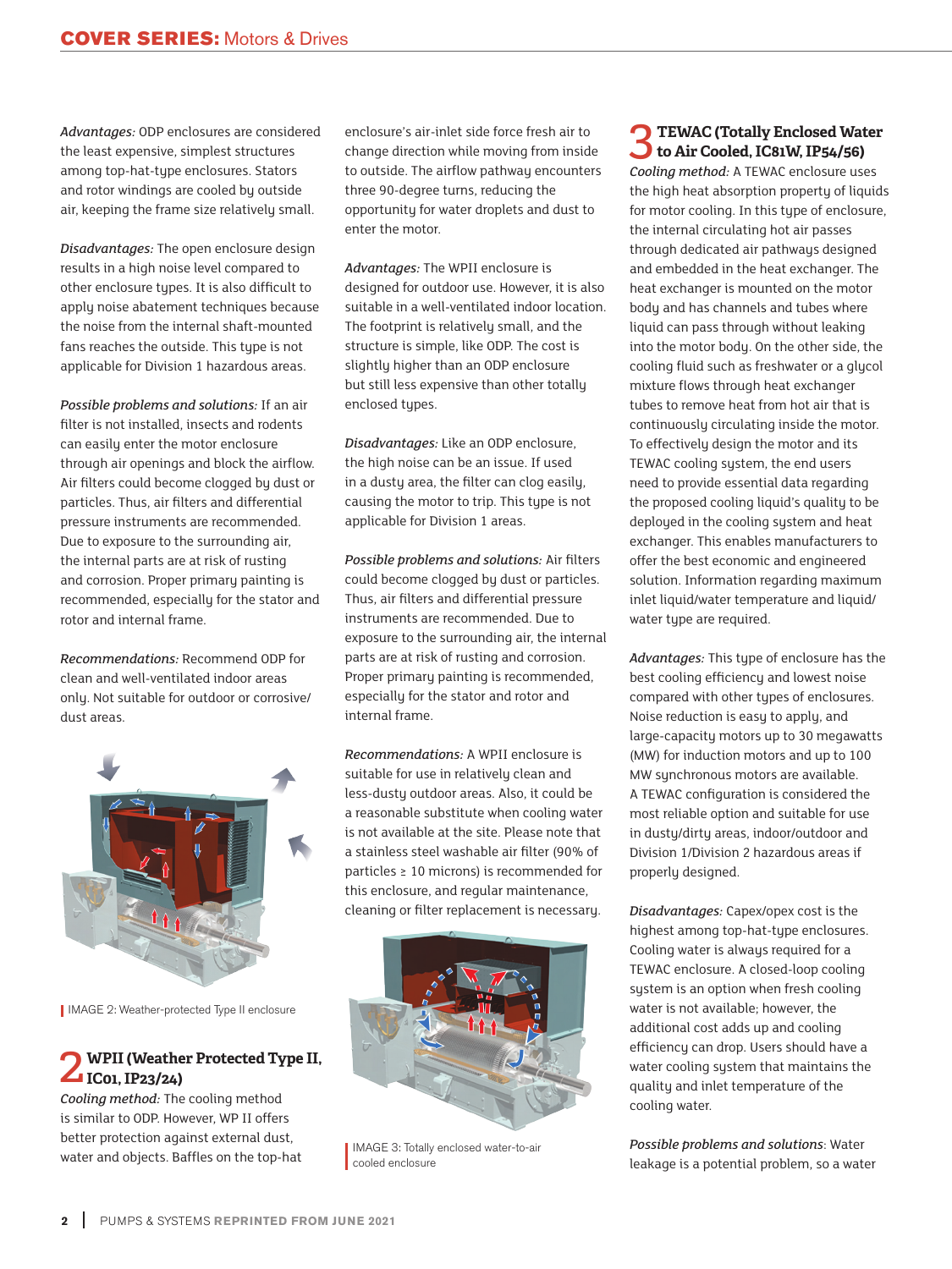*Advantages:* ODP enclosures are considered the least expensive, simplest structures among top-hat-type enclosures. Stators and rotor windings are cooled by outside air, keeping the frame size relatively small.

*Disadvantages:* The open enclosure design results in a high noise level compared to other enclosure types. It is also difficult to apply noise abatement techniques because the noise from the internal shaft-mounted fans reaches the outside. This type is not applicable for Division 1 hazardous areas.

*Possible problems and solutions:* If an air filter is not installed, insects and rodents can easily enter the motor enclosure through air openings and block the airflow. Air filters could become clogged by dust or particles. Thus, air filters and differential pressure instruments are recommended. Due to exposure to the surrounding air, the internal parts are at risk of rusting and corrosion. Proper primary painting is recommended, especially for the stator and rotor and internal frame.

*Recommendations:* Recommend ODP for clean and well-ventilated indoor areas only. Not suitable for outdoor or corrosive/dust areas.

IMAGE 2: Weather-protected Type II enclosure

## 2 WPII (Weather Protected Type II, IC01, IP23/24)

*Cooling method:* The cooling method is similar to ODP. However, WP II offers better protection against external dust, water and objects. Baffles on the top-hat enclosure's air-inlet side force fresh air to change direction while moving from inside to outside. The airflow pathway encounters three 90-degree turns, reducing the opportunity for water droplets and dust to enter the motor.

*Advantages:* The WPII enclosure is designed for outdoor use. However, it is also suitable in a well-ventilated indoor location. The footprint is relatively small, and the structure is simple, like ODP. The cost is slightly higher than an ODP enclosure but still less expensive than other totally enclosed types.

*Disadvantages:* Like an ODP enclosure, the high noise can be an issue. If used in a dusty area, the filter can clog easily, causing the motor to trip. This type is not applicable for Division 1 areas.

*Possible problems and solutions:* Air filters could become clogged by dust or particles. Thus, air filters and differential pressure instruments are recommended. Due to exposure to the surrounding air, the internal parts are at risk of rusting and corrosion. Proper primary painting is recommended, especially for the stator and rotor and internal frame.

*Recommendations:* A WPII enclosure is suitable for use in relatively clean and less-dusty outdoor areas. Also, it could be a reasonable substitute when cooling water is not available at the site. Please note that a stainless steel washable air filter (90% of particles ≥ 10 microns) is recommended for this enclosure, and regular maintenance, cleaning or filter replacement is necessary.

IMAGE 3: Totally enclosed water-to-air cooled enclosure

## 3 TEWAC (Totally Enclosed Water to Air Cooled, IC81W, IP54/56)

*Cooling method:* A TEWAC enclosure uses the high heat absorption property of liquids for motor cooling. In this type of enclosure, the internal circulating hot air passes through dedicated air pathways designed and embedded in the heat exchanger. The heat exchanger is mounted on the motor body and has channels and tubes where liquid can pass through without leaking into the motor body. On the other side, the cooling fluid such as freshwater or a glycol mixture flows through heat exchanger tubes to remove heat from hot air that is continuously circulating inside the motor. To effectively design the motor and its TEWAC cooling system, the end users need to provide essential data regarding the proposed cooling liquid's quality to be deployed in the cooling system and heat exchanger. This enables manufacturers to offer the best economic and engineered solution. Information regarding maximum inlet liquid/water temperature and liquid/water type are required.

*Advantages:* This type of enclosure has the best cooling efficiency and lowest noise compared with other types of enclosures. Noise reduction is easy to apply, and large-capacity motors up to 30 megawatts (MW) for induction motors and up to 100 MW synchronous motors are available. A TEWAC configuration is considered the most reliable option and suitable for use in dusty/dirty areas, indoor/outdoor and Division 1/Division 2 hazardous areas if properly designed.

*Disadvantages:* Capex/opex cost is the highest among top-hat-type enclosures. Cooling water is always required for a TEWAC enclosure. A closed-loop cooling system is an option when fresh cooling water is not available; however, the additional cost adds up and cooling efficiency can drop. Users should have a water cooling system that maintains the quality and inlet temperature of the cooling water.

*Possible problems and solutions*: Water leakage is a potential problem, so a water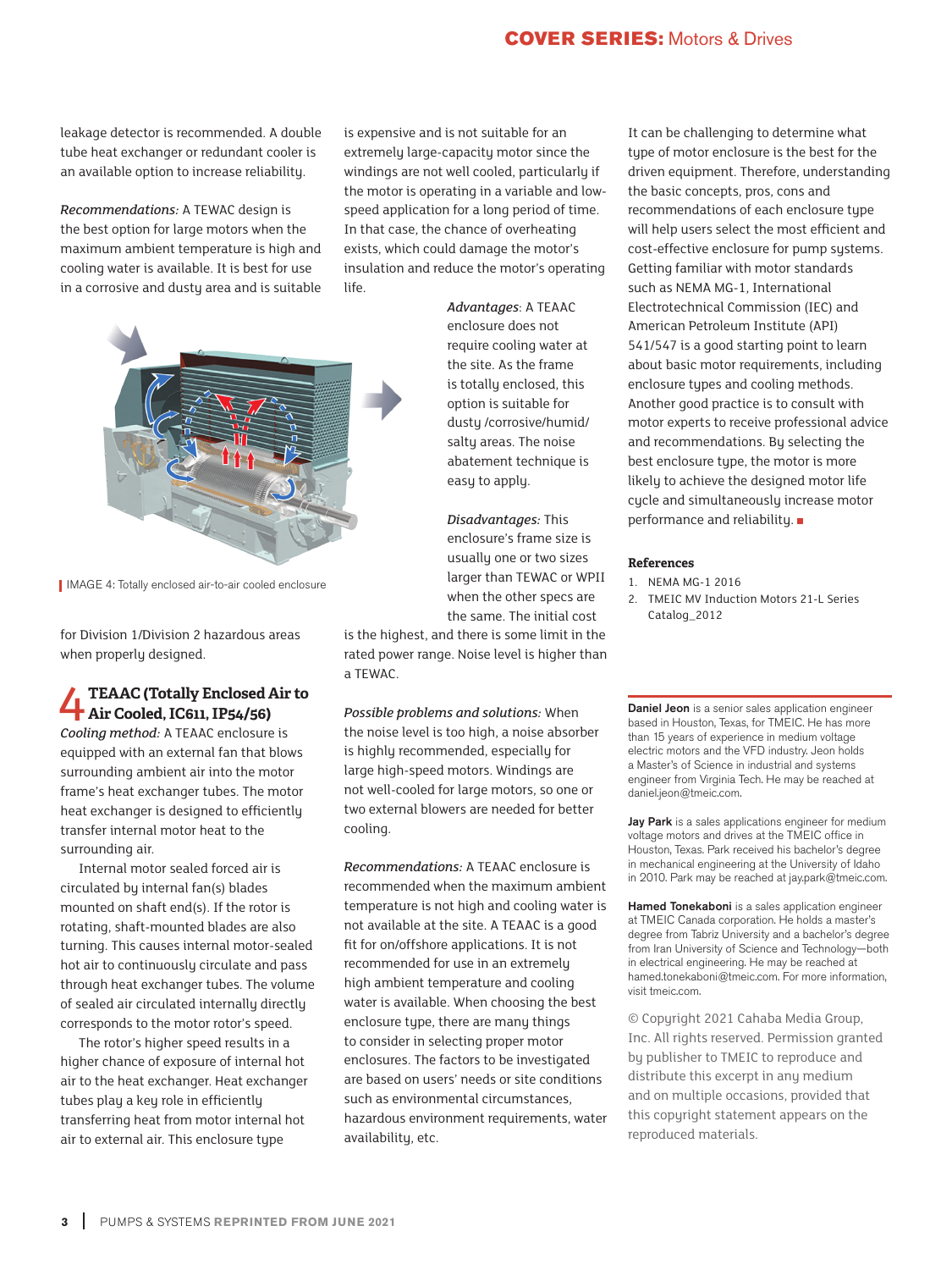leakage detector is recommended. A double tube heat exchanger or redundant cooler is an available option to increase reliability.

*Recommendations:* A TEWAC design is the best option for large motors when the maximum ambient temperature is high and cooling water is available. It is best for use in a corrosive and dusty area and is suitable for Division 1/Division 2 hazardous areas when properly designed.

IMAGE 4: Totally enclosed air-to-air cooled enclosure

## 4 TEAAC (Totally Enclosed Air to Air Cooled, IC611, IP54/56)

*Cooling method:* A TEAAC enclosure is equipped with an external fan that blows surrounding ambient air into the motor frame's heat exchanger tubes. The motor heat exchanger is designed to efficiently transfer internal motor heat to the surrounding air.

Internal motor sealed forced air is circulated by internal fan(s) blades mounted on shaft end(s). If the rotor is rotating, shaft-mounted blades are also turning. This causes internal motor-sealed hot air to continuously circulate and pass through heat exchanger tubes. The volume of sealed air circulated internally directly corresponds to the motor rotor's speed.

The rotor's higher speed results in a higher chance of exposure of internal hot air to the heat exchanger. Heat exchanger tubes play a key role in efficiently transferring heat from motor internal hot air to external air. This enclosure type is expensive and is not suitable for an extremely large-capacity motor since the windings are not well cooled, particularly if the motor is operating in a variable and low-speed application for a long period of time. In that case, the chance of overheating exists, which could damage the motor's insulation and reduce the motor's operating life.

*Advantages*: A TEAAC enclosure does not require cooling water at the site. As the frame is totally enclosed, this option is suitable for dusty /corrosive/humid/salty areas. The noise abatement technique is easy to apply.

*Disadvantages:* This enclosure's frame size is usually one or two sizes larger than TEWAC or WPII when the other specs are the same. The initial cost is the highest, and there is some limit in the rated power range. Noise level is higher than a TEWAC.

*Possible problems and solutions:* When the noise level is too high, a noise absorber is highly recommended, especially for large high-speed motors. Windings are not well-cooled for large motors, so one or two external blowers are needed for better cooling.

*Recommendations:* A TEAAC enclosure is recommended when the maximum ambient temperature is not high and cooling water is not available at the site. A TEAAC is a good fit for on/offshore applications. It is not recommended for use in an extremely high ambient temperature and cooling water is available. When choosing the best enclosure type, there are many things to consider in selecting proper motor enclosures. The factors to be investigated are based on users' needs or site conditions such as environmental circumstances, hazardous environment requirements, water availability, etc.

It can be challenging to determine what type of motor enclosure is the best for the driven equipment. Therefore, understanding the basic concepts, pros, cons and recommendations of each enclosure type will help users select the most efficient and cost-effective enclosure for pump systems. Getting familiar with motor standards such as NEMA MG-1, International Electrotechnical Commission (IEC) and American Petroleum Institute (API) 541/547 is a good starting point to learn about basic motor requirements, including enclosure types and cooling methods. Another good practice is to consult with motor experts to receive professional advice and recommendations. By selecting the best enclosure type, the motor is more likely to achieve the designed motor life cycle and simultaneously increase motor performance and reliability. ■

### References

1. NEMA MG-1 2016
2. TMEIC MV Induction Motors 21-L Series Catalog_2012

**Daniel Jeon** is a senior sales application engineer based in Houston, Texas, for TMEIC. He has more than 15 years of experience in medium voltage electric motors and the VFD industry. Jeon holds a Master's of Science in industrial and systems engineer from Virginia Tech. He may be reached at daniel.jeon@tmeic.com.

**Jay Park** is a sales applications engineer for medium voltage motors and drives at the TMEIC office in Houston, Texas. Park received his bachelor's degree in mechanical engineering at the University of Idaho in 2010. Park may be reached at jay.park@tmeic.com.

**Hamed Tonekaboni** is a sales application engineer at TMEIC Canada corporation. He holds a master's degree from Tabriz University and a bachelor's degree from Iran University of Science and Technology—both in electrical engineering. He may be reached at hamed.tonekaboni@tmeic.com. For more information, visit tmeic.com.

© Copyright 2021 Cahaba Media Group, Inc. All rights reserved. Permission granted by publisher to TMEIC to reproduce and distribute this excerpt in any medium and on multiple occasions, provided that this copyright statement appears on the reproduced materials.